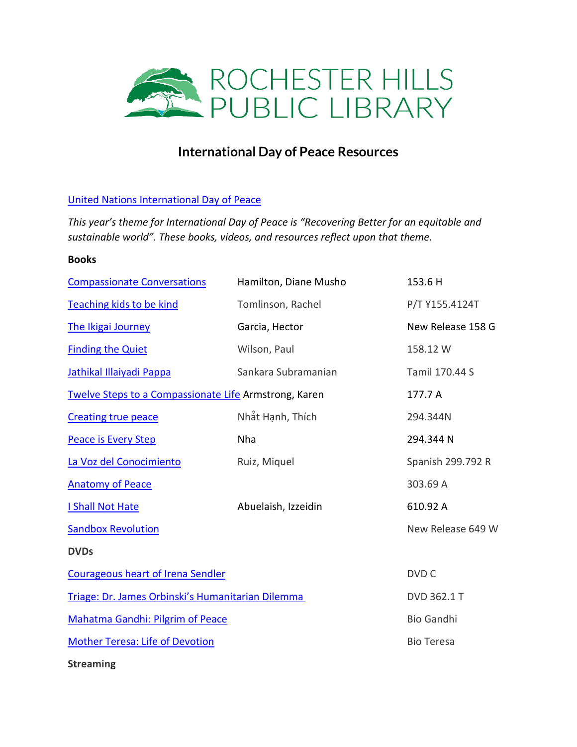ROCHESTER HILLS PUBLIC LIBRARY

# International Day of Peace Resources

United Nations International Day of Peace

*This year's theme for International Day of Peace is "Recovering Better for an equitable and sustainable world". These books, videos, and resources reflect upon that theme.*

**Books**

| Title | Author | Call Number |
|---|---|---|
| Compassionate Conversations | Hamilton, Diane Musho | 153.6 H |
| Teaching kids to be kind | Tomlinson, Rachel | P/T Y155.4124T |
| The Ikigai Journey | Garcia, Hector | New Release 158 G |
| Finding the Quiet | Wilson, Paul | 158.12 W |
| Jathikal Illaiyadi Pappa | Sankara Subramanian | Tamil 170.44 S |
| Twelve Steps to a Compassionate Life | Armstrong, Karen | 177.7 A |
| Creating true peace | Nhất Hạnh, Thích | 294.344N |
| Peace is Every Step | Nha | 294.344 N |
| La Voz del Conocimiento | Ruiz, Miquel | Spanish 299.792 R |
| Anatomy of Peace | | 303.69 A |
| I Shall Not Hate | Abuelaish, Izzeidin | 610.92 A |
| Sandbox Revolution | | New Release 649 W |

**DVDs**

| Title | Call Number |
|---|---|
| Courageous heart of Irena Sendler | DVD C |
| Triage: Dr. James Orbinski's Humanitarian Dilemma | DVD 362.1 T |
| Mahatma Gandhi: Pilgrim of Peace | Bio Gandhi |
| Mother Teresa: Life of Devotion | Bio Teresa |

**Streaming**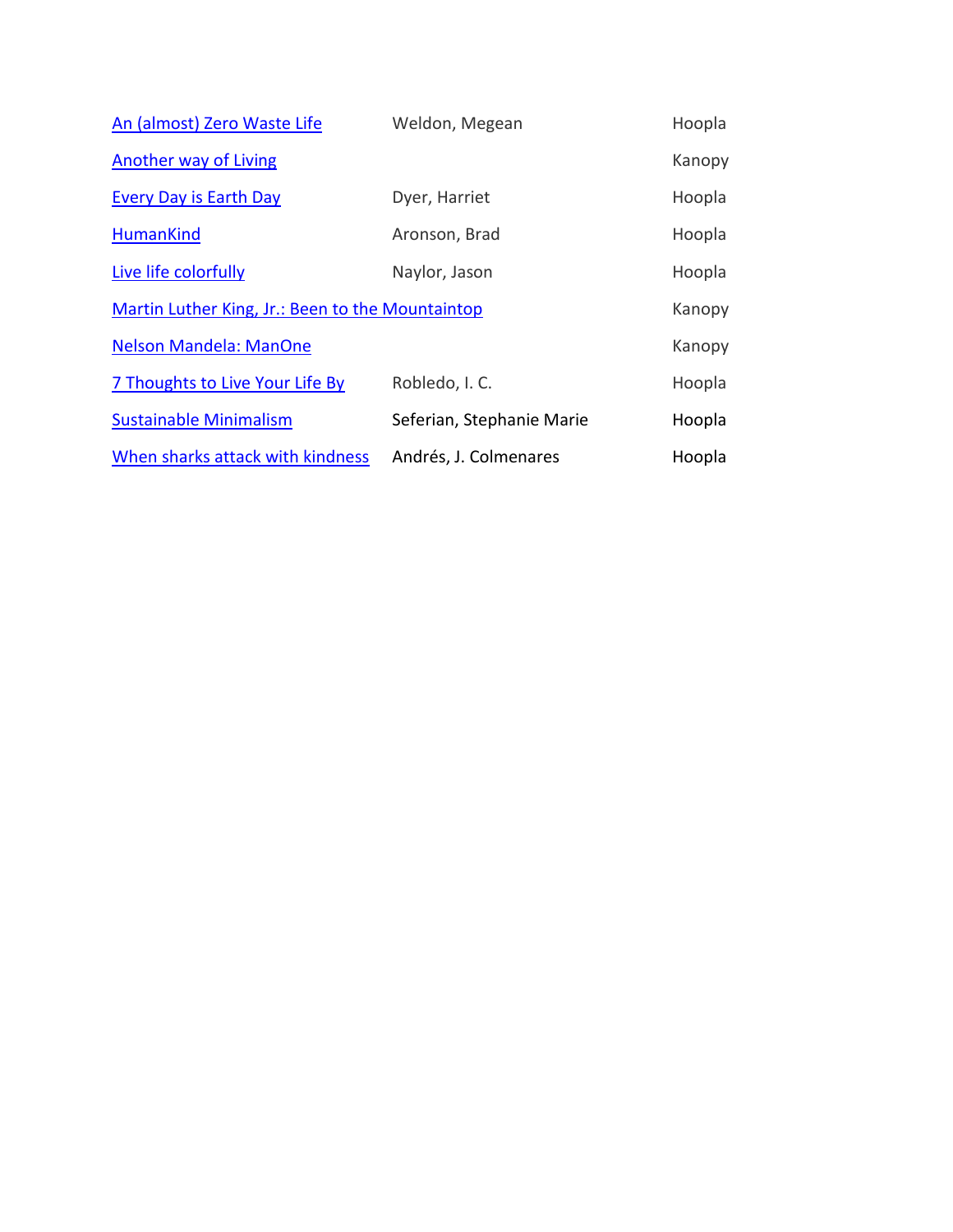| | | |
|---|---|---|
| An (almost) Zero Waste Life | Weldon, Megean | Hoopla |
| Another way of Living | | Kanopy |
| Every Day is Earth Day | Dyer, Harriet | Hoopla |
| HumanKind | Aronson, Brad | Hoopla |
| Live life colorfully | Naylor, Jason | Hoopla |
| Martin Luther King, Jr.: Been to the Mountaintop | | Kanopy |
| Nelson Mandela: ManOne | | Kanopy |
| 7 Thoughts to Live Your Life By | Robledo, I. C. | Hoopla |
| Sustainable Minimalism | Seferian, Stephanie Marie | Hoopla |
| When sharks attack with kindness | Andrés, J. Colmenares | Hoopla |